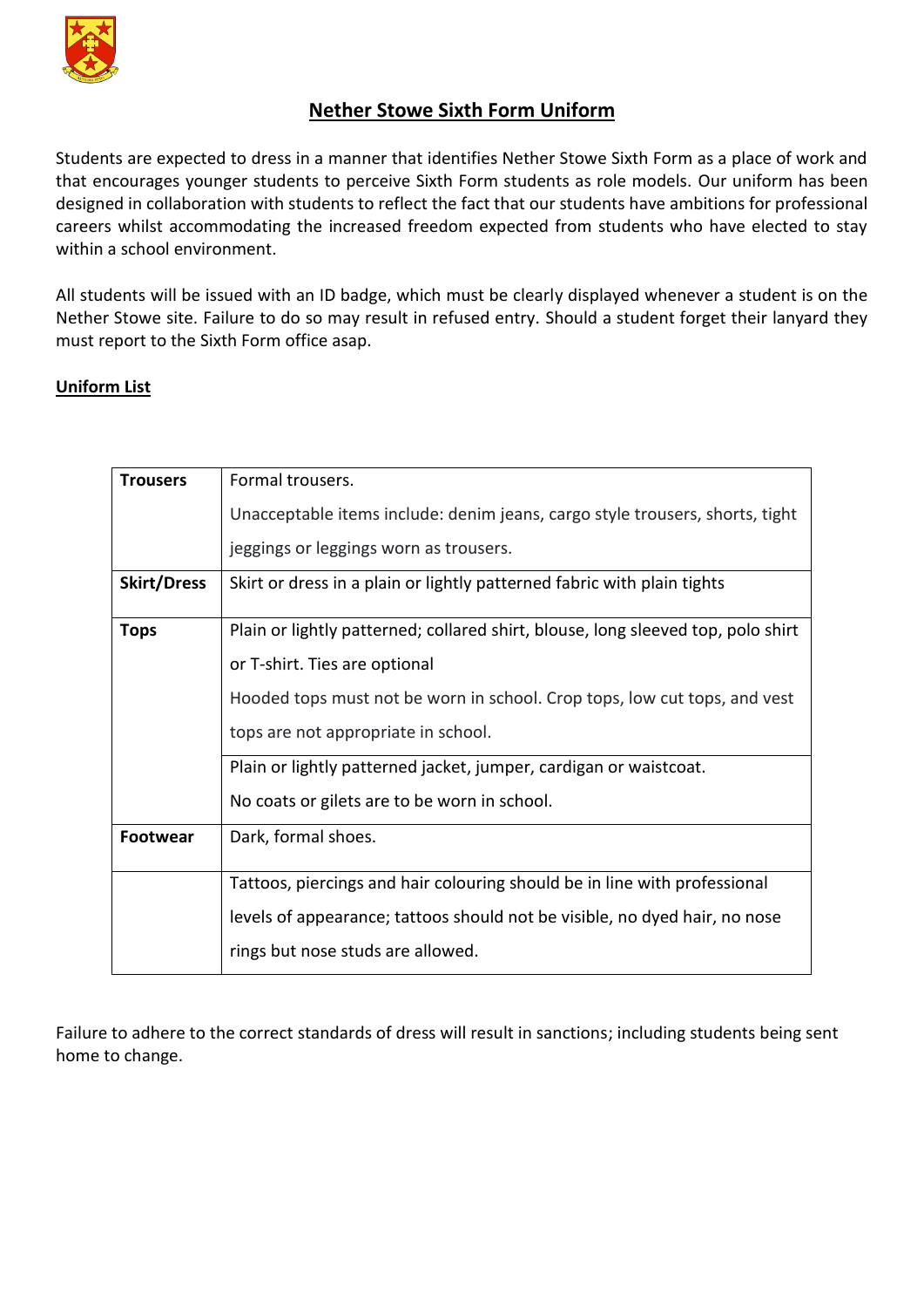# Nether Stowe Sixth Form Uniform

Students are expected to dress in a manner that identifies Nether Stowe Sixth Form as a place of work and that encourages younger students to perceive Sixth Form students as role models. Our uniform has been designed in collaboration with students to reflect the fact that our students have ambitions for professional careers whilst accommodating the increased freedom expected from students who have elected to stay within a school environment.

All students will be issued with an ID badge, which must be clearly displayed whenever a student is on the Nether Stowe site. Failure to do so may result in refused entry. Should a student forget their lanyard they must report to the Sixth Form office asap.

**Uniform List**

| | |
|---|---|
| **Trousers** | Formal trousers.<br>Unacceptable items include: denim jeans, cargo style trousers, shorts, tight jeggings or leggings worn as trousers. |
| **Skirt/Dress** | Skirt or dress in a plain or lightly patterned fabric with plain tights |
| **Tops** | Plain or lightly patterned; collared shirt, blouse, long sleeved top, polo shirt or T-shirt. Ties are optional<br>Hooded tops must not be worn in school. Crop tops, low cut tops, and vest tops are not appropriate in school. |
| | Plain or lightly patterned jacket, jumper, cardigan or waistcoat.<br>No coats or gilets are to be worn in school. |
| **Footwear** | Dark, formal shoes. |
| | Tattoos, piercings and hair colouring should be in line with professional levels of appearance; tattoos should not be visible, no dyed hair, no nose rings but nose studs are allowed. |

Failure to adhere to the correct standards of dress will result in sanctions; including students being sent home to change.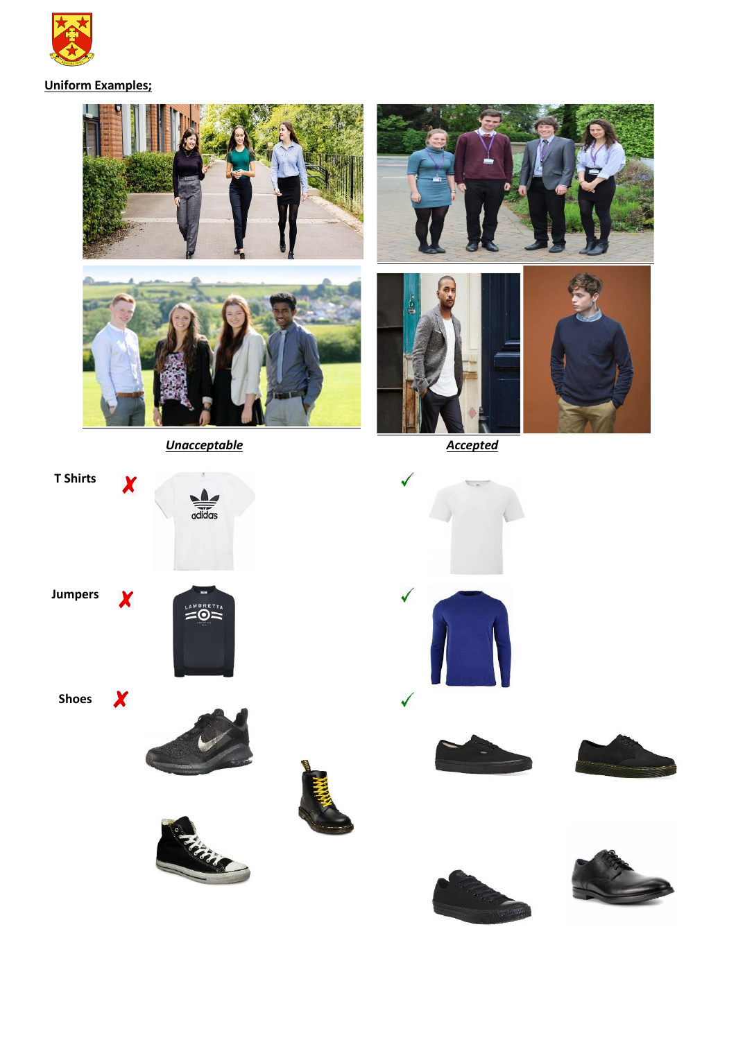**Uniform Examples;**

***Unacceptable*** ***Accepted***

**T Shirts** ✗ ✓

**Jumpers** ✗ ✓

**Shoes** ✗ ✓